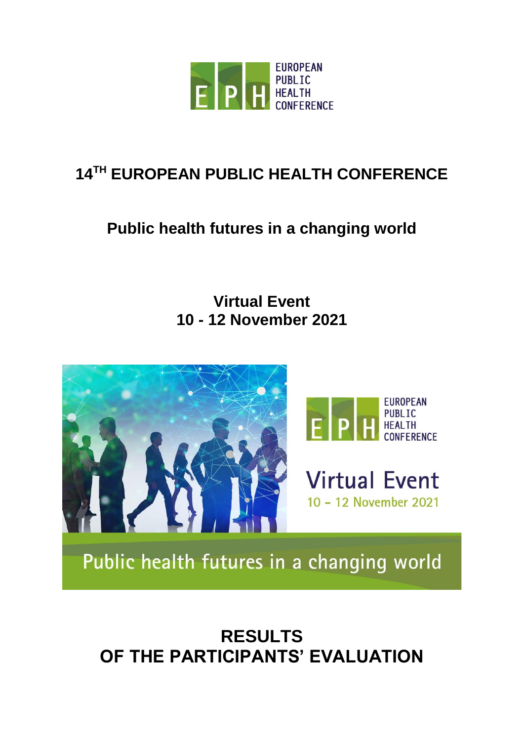# 14TH EUROPEAN PUBLIC HEALTH CONFERENCE

## Public health futures in a changing world

**Virtual Event**
**10 - 12 November 2021**

# RESULTS OF THE PARTICIPANTS' EVALUATION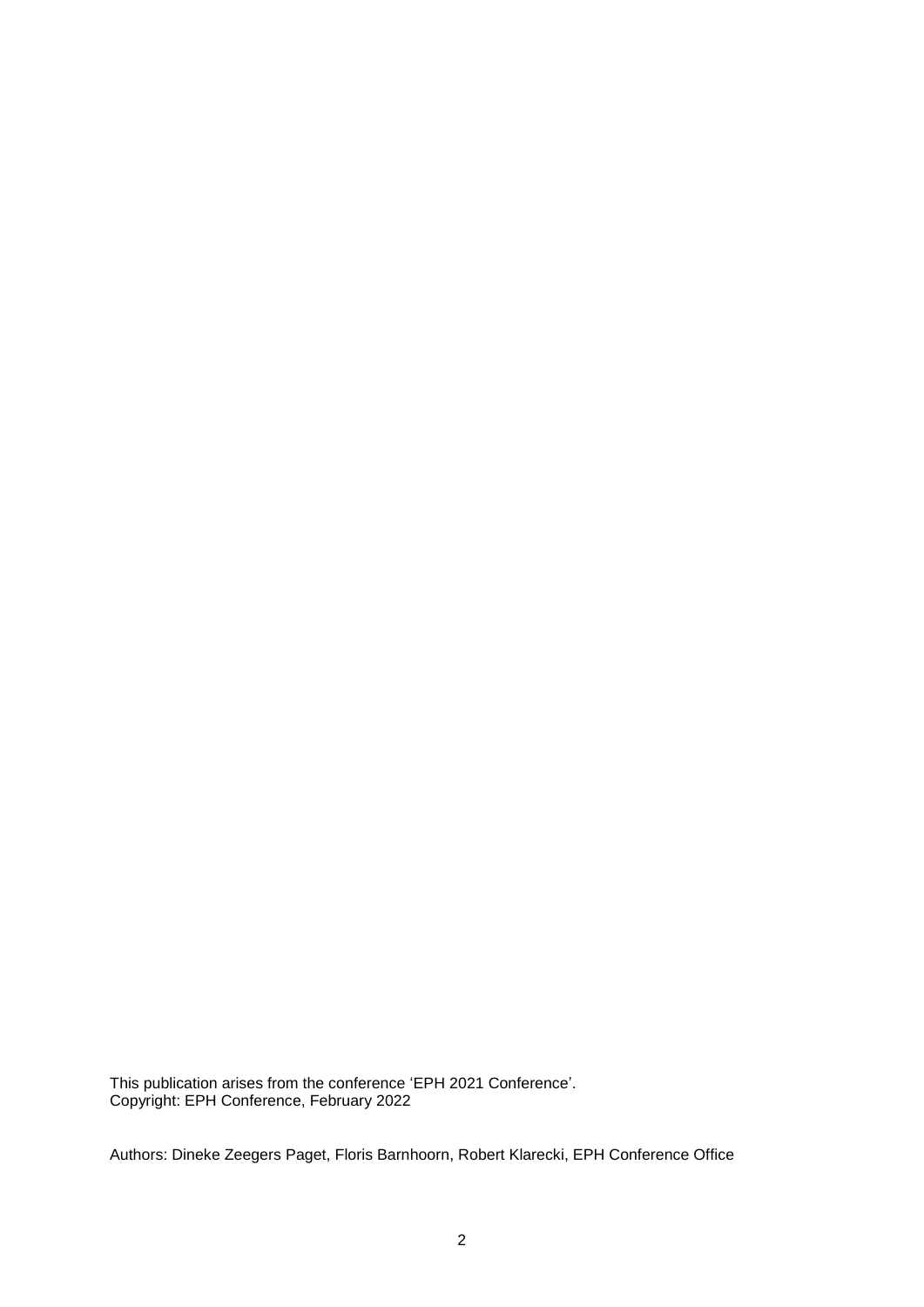This publication arises from the conference 'EPH 2021 Conference'.
Copyright: EPH Conference, February 2022

Authors: Dineke Zeegers Paget, Floris Barnhoorn, Robert Klarecki, EPH Conference Office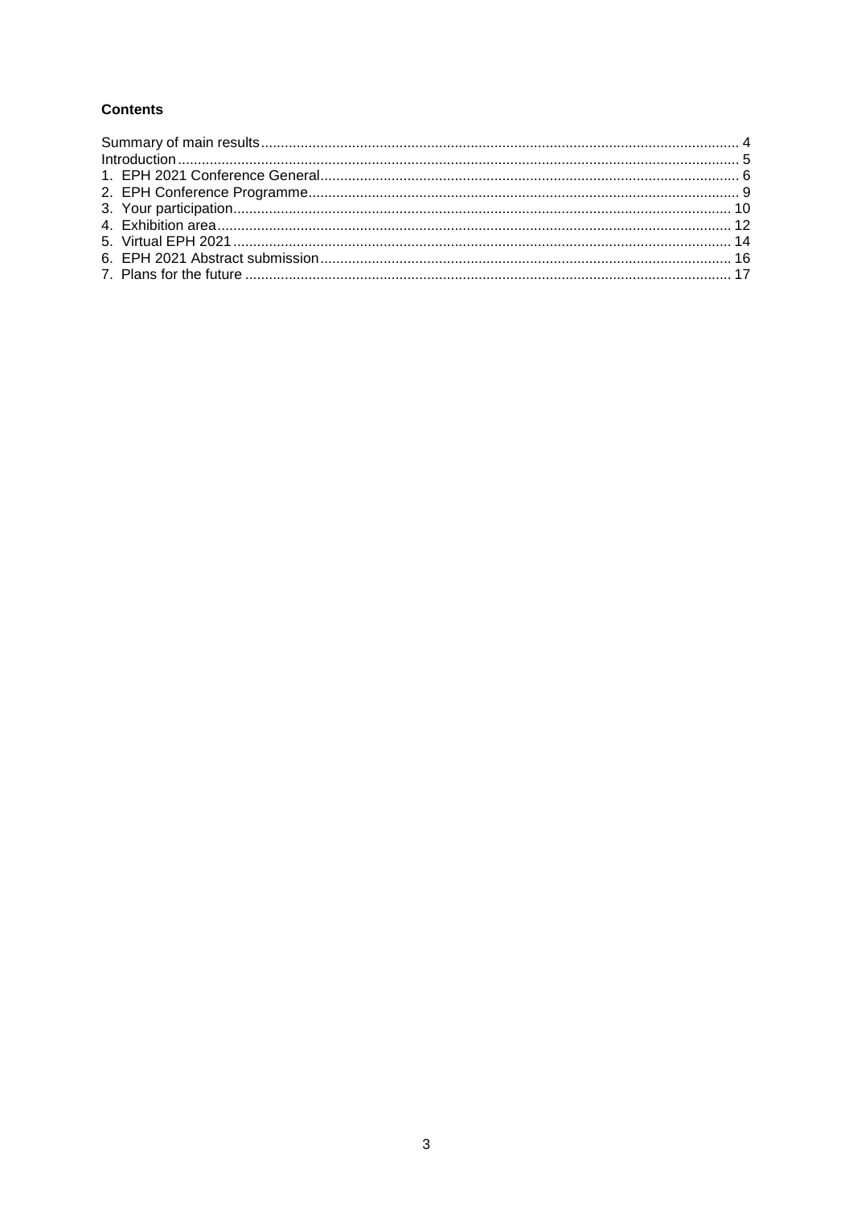**Contents**

Summary of main results ........ 4
Introduction ........ 5
1. EPH 2021 Conference General ........ 6
2. EPH Conference Programme ........ 9
3. Your participation ........ 10
4. Exhibition area ........ 12
5. Virtual EPH 2021 ........ 14
6. EPH 2021 Abstract submission ........ 16
7. Plans for the future ........ 17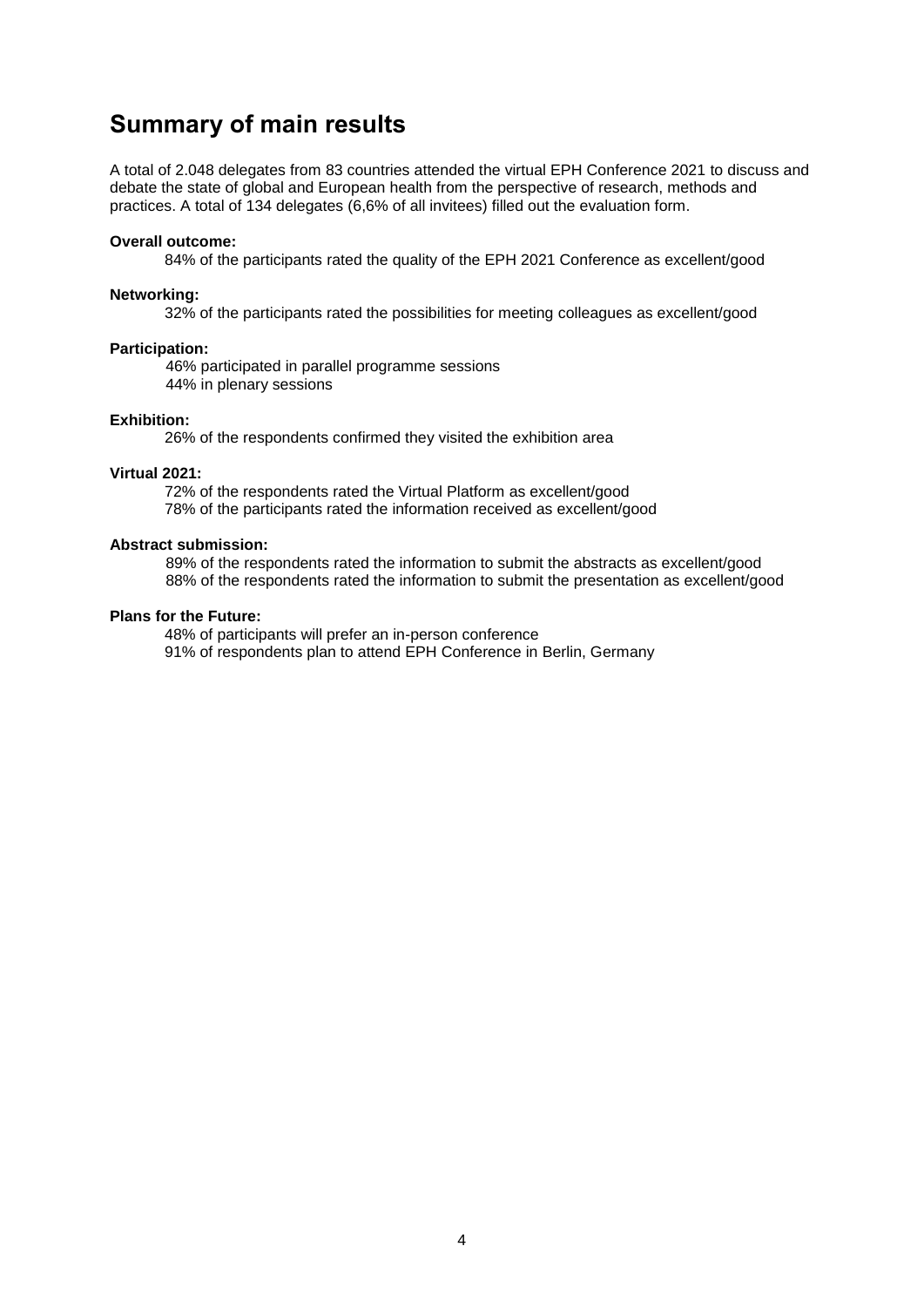## Summary of main results

A total of 2.048 delegates from 83 countries attended the virtual EPH Conference 2021 to discuss and debate the state of global and European health from the perspective of research, methods and practices. A total of 134 delegates (6,6% of all invitees) filled out the evaluation form.

**Overall outcome:**

84% of the participants rated the quality of the EPH 2021 Conference as excellent/good

**Networking:**

32% of the participants rated the possibilities for meeting colleagues as excellent/good

**Participation:**

46% participated in parallel programme sessions
44% in plenary sessions

**Exhibition:**

26% of the respondents confirmed they visited the exhibition area

**Virtual 2021:**

72% of the respondents rated the Virtual Platform as excellent/good
78% of the participants rated the information received as excellent/good

**Abstract submission:**

89% of the respondents rated the information to submit the abstracts as excellent/good
88% of the respondents rated the information to submit the presentation as excellent/good

**Plans for the Future:**

48% of participants will prefer an in-person conference
91% of respondents plan to attend EPH Conference in Berlin, Germany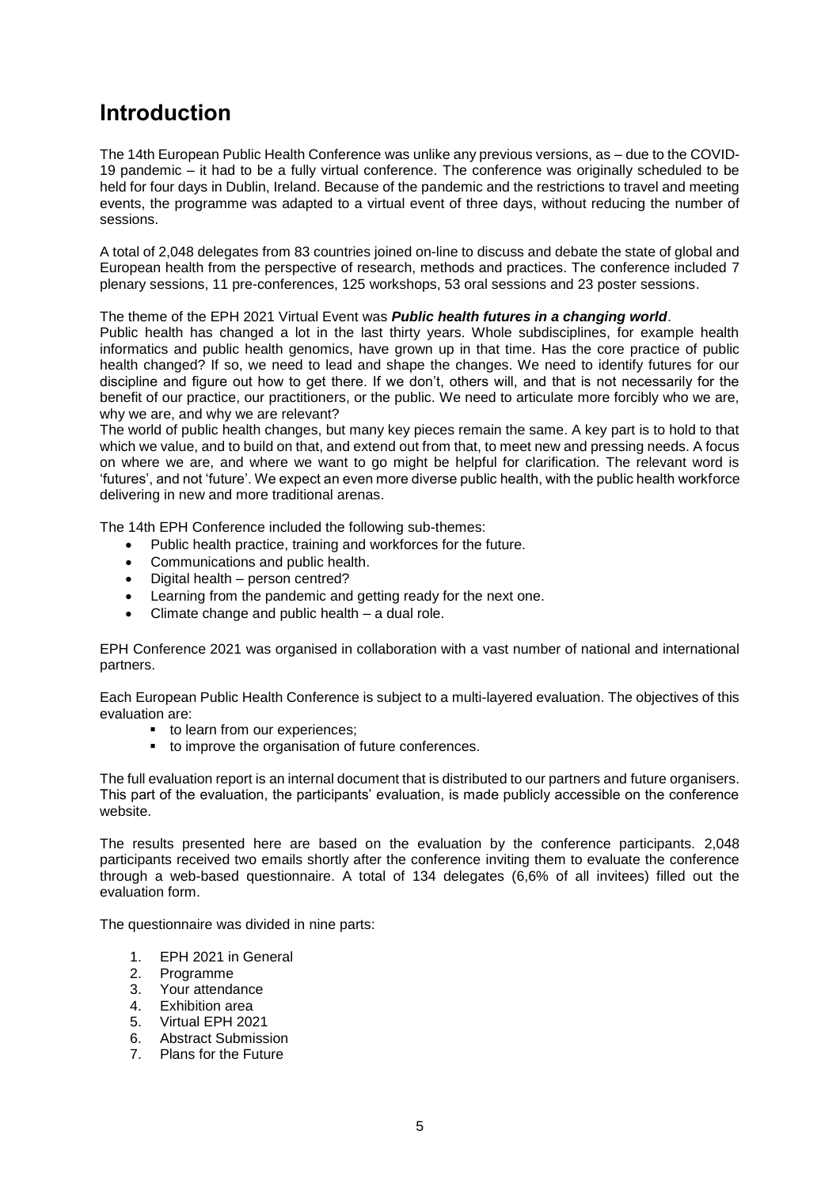# Introduction

The 14th European Public Health Conference was unlike any previous versions, as – due to the COVID-19 pandemic – it had to be a fully virtual conference. The conference was originally scheduled to be held for four days in Dublin, Ireland. Because of the pandemic and the restrictions to travel and meeting events, the programme was adapted to a virtual event of three days, without reducing the number of sessions.

A total of 2,048 delegates from 83 countries joined on-line to discuss and debate the state of global and European health from the perspective of research, methods and practices. The conference included 7 plenary sessions, 11 pre-conferences, 125 workshops, 53 oral sessions and 23 poster sessions.

The theme of the EPH 2021 Virtual Event was ***Public health futures in a changing world***.
Public health has changed a lot in the last thirty years. Whole subdisciplines, for example health informatics and public health genomics, have grown up in that time. Has the core practice of public health changed? If so, we need to lead and shape the changes. We need to identify futures for our discipline and figure out how to get there. If we don't, others will, and that is not necessarily for the benefit of our practice, our practitioners, or the public. We need to articulate more forcibly who we are, why we are, and why we are relevant?
The world of public health changes, but many key pieces remain the same. A key part is to hold to that which we value, and to build on that, and extend out from that, to meet new and pressing needs. A focus on where we are, and where we want to go might be helpful for clarification. The relevant word is 'futures', and not 'future'. We expect an even more diverse public health, with the public health workforce delivering in new and more traditional arenas.

The 14th EPH Conference included the following sub-themes:

- Public health practice, training and workforces for the future.
- Communications and public health.
- Digital health – person centred?
- Learning from the pandemic and getting ready for the next one.
- Climate change and public health – a dual role.

EPH Conference 2021 was organised in collaboration with a vast number of national and international partners.

Each European Public Health Conference is subject to a multi-layered evaluation. The objectives of this evaluation are:

- to learn from our experiences;
- to improve the organisation of future conferences.

The full evaluation report is an internal document that is distributed to our partners and future organisers. This part of the evaluation, the participants' evaluation, is made publicly accessible on the conference website.

The results presented here are based on the evaluation by the conference participants. 2,048 participants received two emails shortly after the conference inviting them to evaluate the conference through a web-based questionnaire. A total of 134 delegates (6,6% of all invitees) filled out the evaluation form.

The questionnaire was divided in nine parts:

1. EPH 2021 in General
2. Programme
3. Your attendance
4. Exhibition area
5. Virtual EPH 2021
6. Abstract Submission
7. Plans for the Future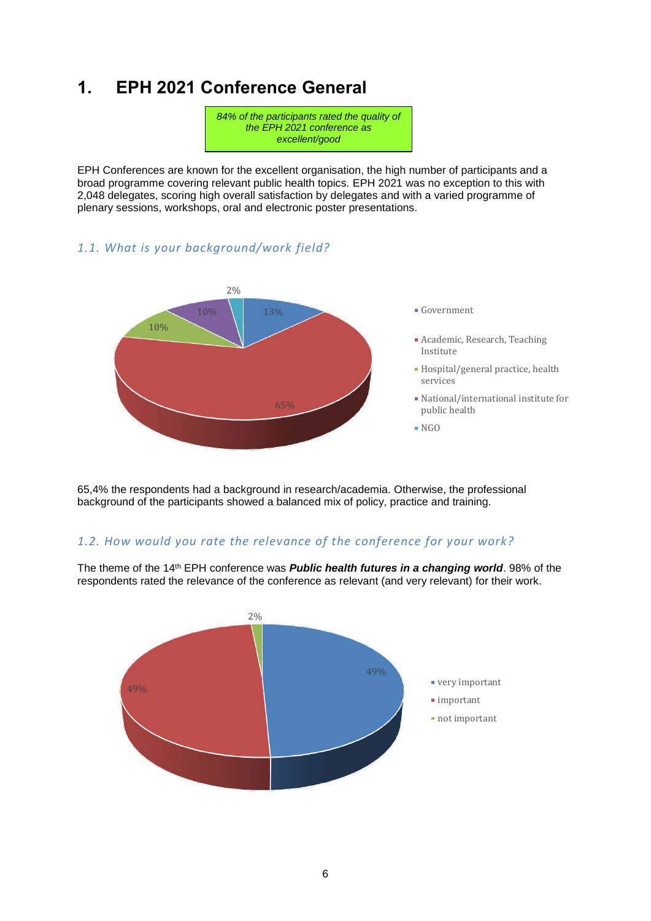# 1. EPH 2021 Conference General

*84% of the participants rated the quality of the EPH 2021 conference as excellent/good*

EPH Conferences are known for the excellent organisation, the high number of participants and a broad programme covering relevant public health topics. EPH 2021 was no exception to this with 2,048 delegates, scoring high overall satisfaction by delegates and with a varied programme of plenary sessions, workshops, oral and electronic poster presentations.

### *1.1. What is your background/work field?*

| Background/work field | % |
| --- | --- |
| Government | 13% |
| Academic, Research, Teaching Institute | 65% |
| Hospital/general practice, health services | 10% |
| National/international institute for public health | 10% |
| NGO | 2% |

65,4% the respondents had a background in research/academia. Otherwise, the professional background of the participants showed a balanced mix of policy, practice and training.

### *1.2. How would you rate the relevance of the conference for your work?*

The theme of the 14th EPH conference was ***Public health futures in a changing world***. 98% of the respondents rated the relevance of the conference as relevant (and very relevant) for their work.

| Relevance | % |
| --- | --- |
| very important | 49% |
| important | 49% |
| not important | 2% |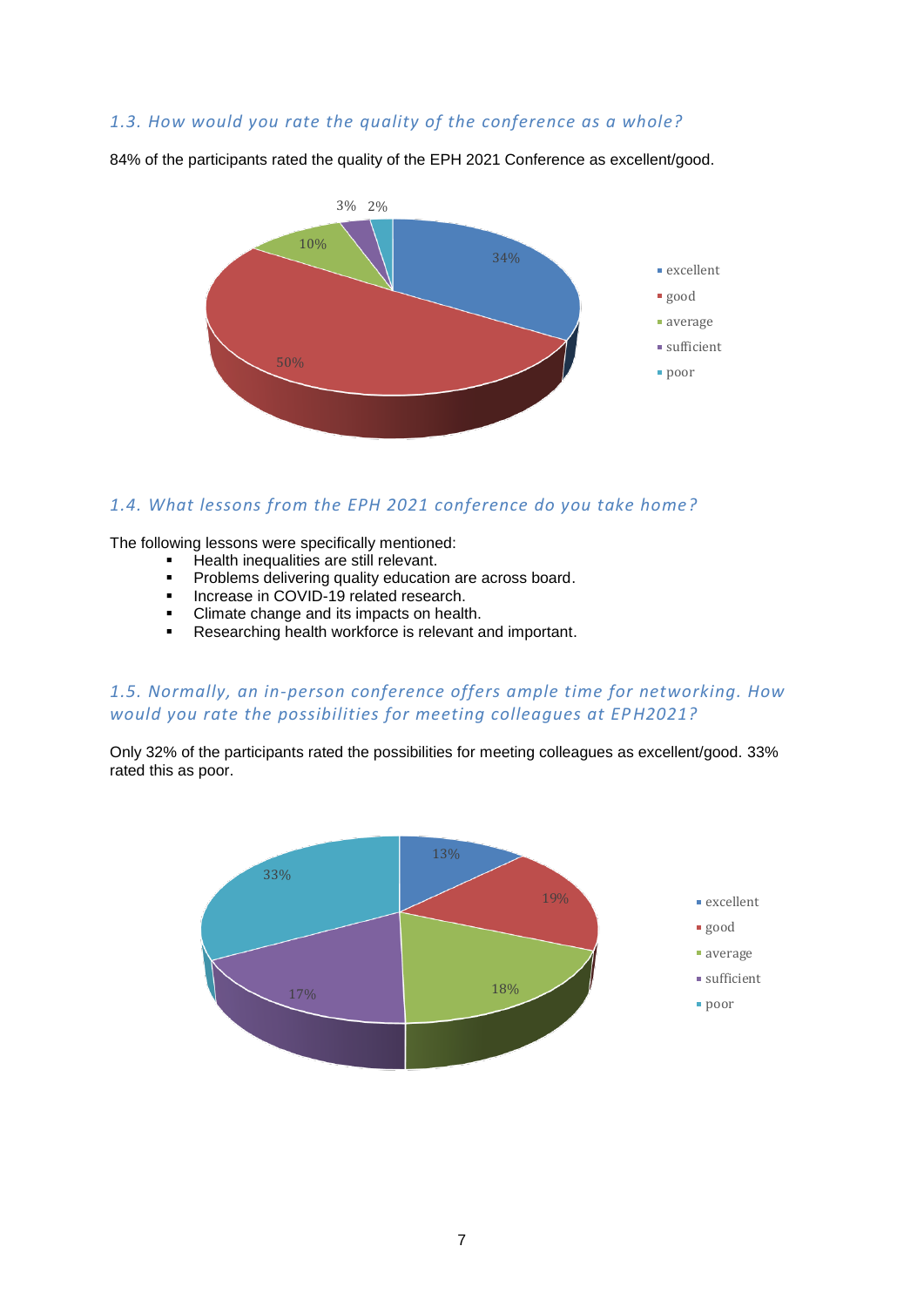### *1.3. How would you rate the quality of the conference as a whole?*

84% of the participants rated the quality of the EPH 2021 Conference as excellent/good.

### *1.4. What lessons from the EPH 2021 conference do you take home?*

The following lessons were specifically mentioned:

- Health inequalities are still relevant.
- Problems delivering quality education are across board.
- Increase in COVID-19 related research.
- Climate change and its impacts on health.
- Researching health workforce is relevant and important.

### *1.5. Normally, an in-person conference offers ample time for networking. How would you rate the possibilities for meeting colleagues at EPH2021?*

Only 32% of the participants rated the possibilities for meeting colleagues as excellent/good. 33% rated this as poor.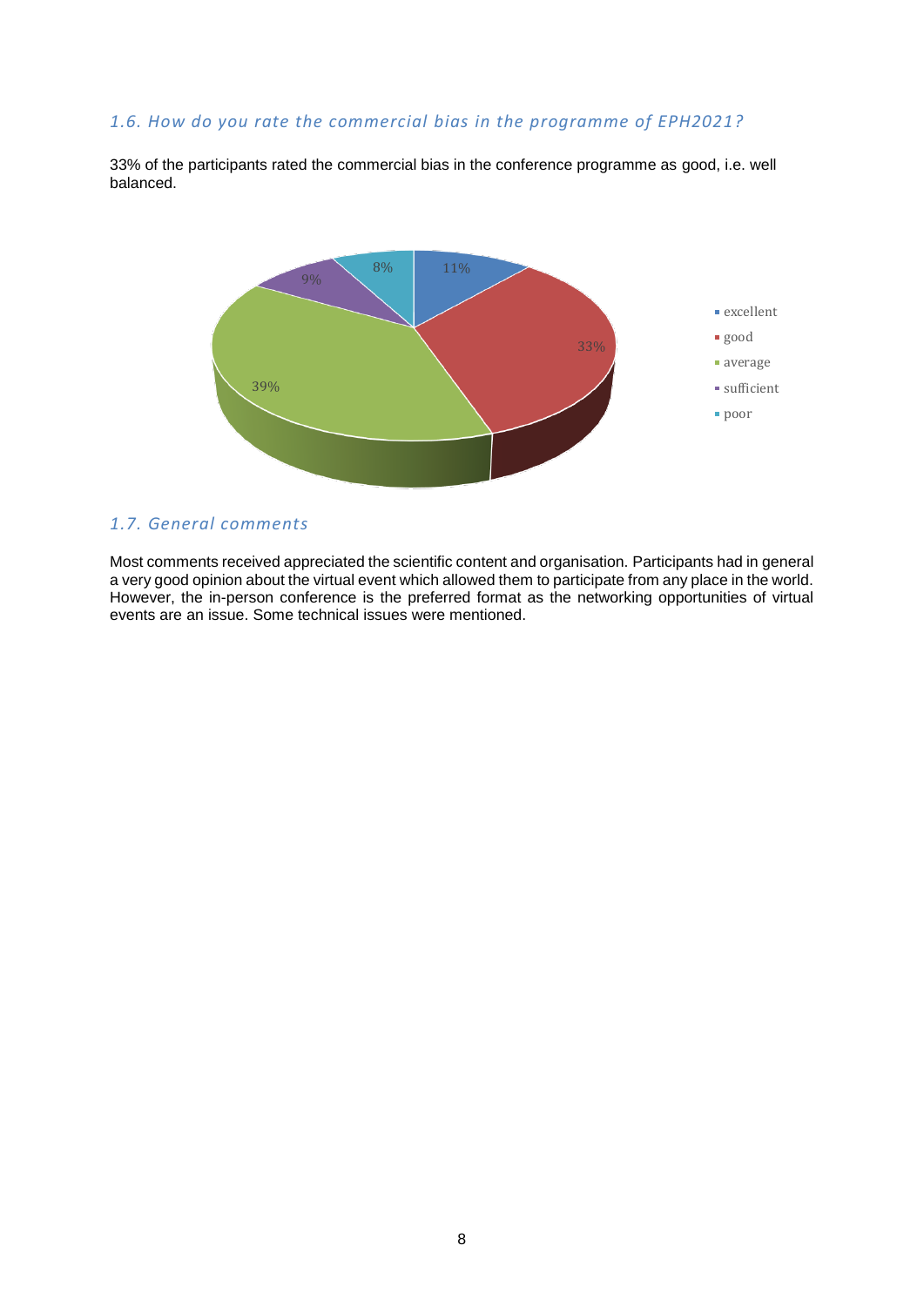### *1.6. How do you rate the commercial bias in the programme of EPH2021?*

33% of the participants rated the commercial bias in the conference programme as good, i.e. well balanced.

### *1.7. General comments*

Most comments received appreciated the scientific content and organisation. Participants had in general a very good opinion about the virtual event which allowed them to participate from any place in the world. However, the in-person conference is the preferred format as the networking opportunities of virtual events are an issue. Some technical issues were mentioned.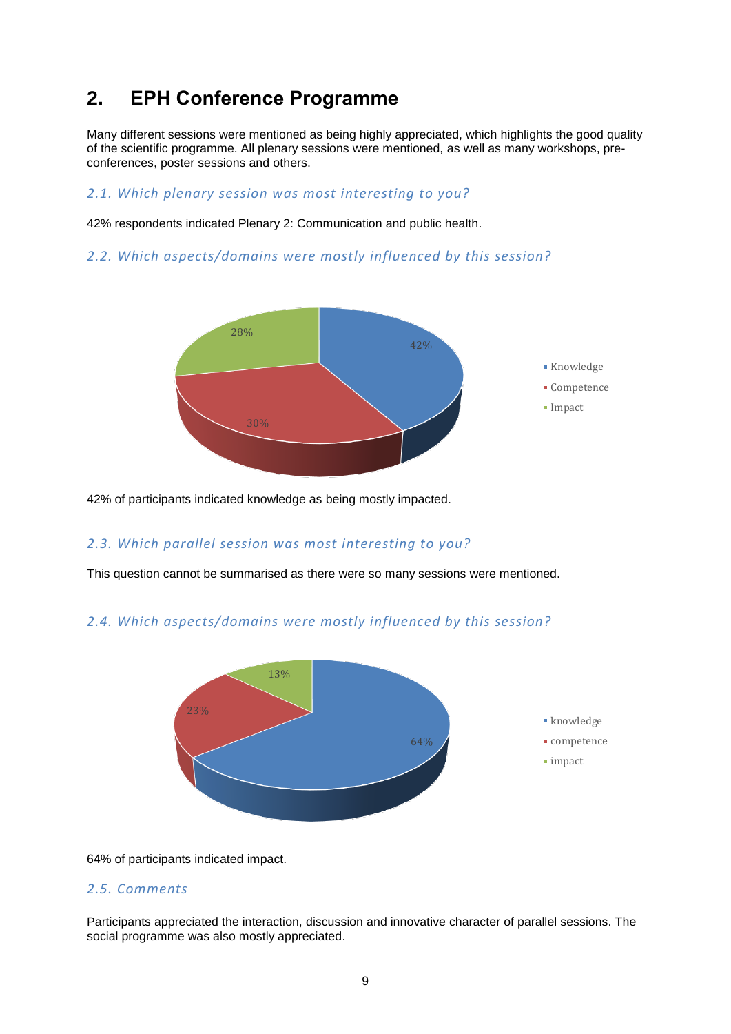## 2. EPH Conference Programme

Many different sessions were mentioned as being highly appreciated, which highlights the good quality of the scientific programme. All plenary sessions were mentioned, as well as many workshops, pre-conferences, poster sessions and others.

### *2.1. Which plenary session was most interesting to you?*

42% respondents indicated Plenary 2: Communication and public health.

### *2.2. Which aspects/domains were mostly influenced by this session?*

42% of participants indicated knowledge as being mostly impacted.

### *2.3. Which parallel session was most interesting to you?*

This question cannot be summarised as there were so many sessions were mentioned.

### *2.4. Which aspects/domains were mostly influenced by this session?*

64% of participants indicated impact.

### *2.5. Comments*

Participants appreciated the interaction, discussion and innovative character of parallel sessions. The social programme was also mostly appreciated.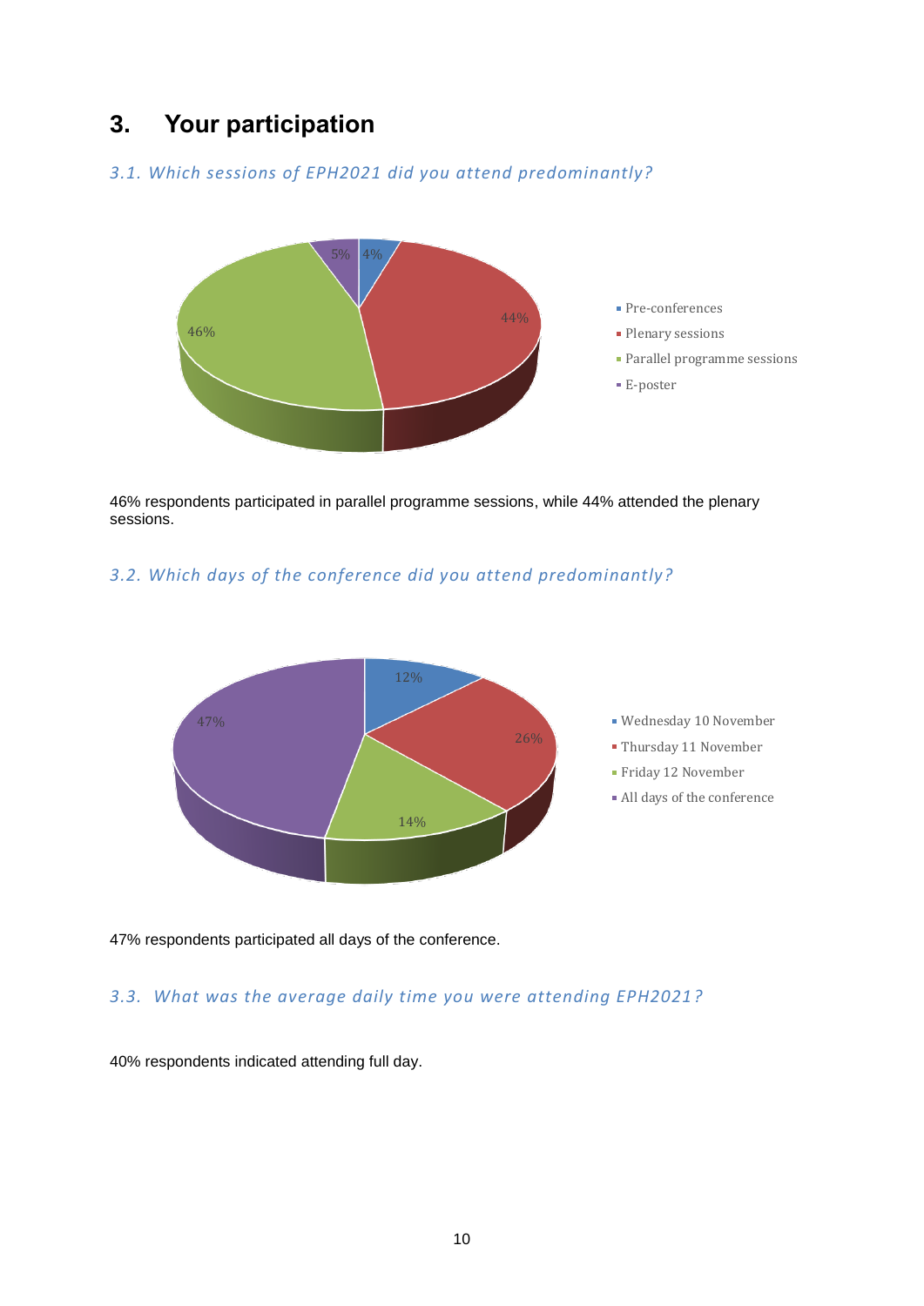# 3. Your participation

### *3.1. Which sessions of EPH2021 did you attend predominantly?*

46% respondents participated in parallel programme sessions, while 44% attended the plenary sessions.

### *3.2. Which days of the conference did you attend predominantly?*

47% respondents participated all days of the conference.

### *3.3. What was the average daily time you were attending EPH2021?*

40% respondents indicated attending full day.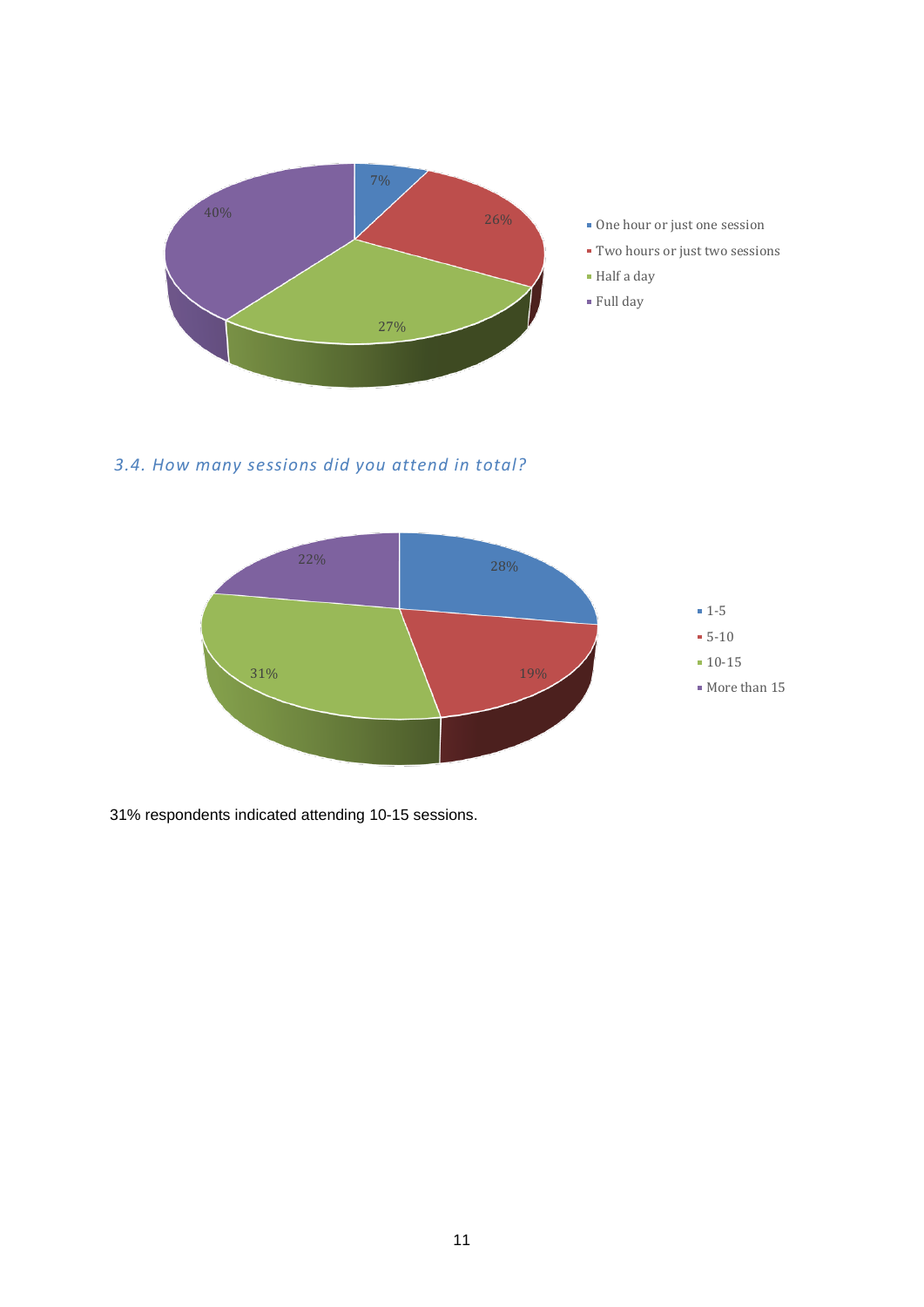7%

26%

40%

27%

- One hour or just one session
- Two hours or just two sessions
- Half a day
- Full day

### *3.4. How many sessions did you attend in total?*

22%

28%

31%

19%

- 1-5
- 5-10
- 10-15
- More than 15

31% respondents indicated attending 10-15 sessions.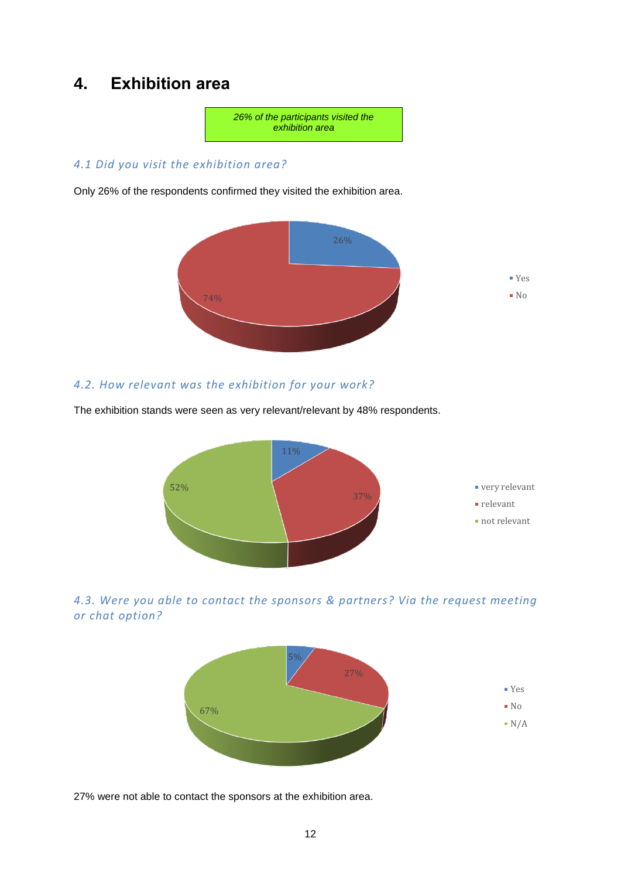# 4. Exhibition area

*26% of the participants visited the exhibition area*

### *4.1 Did you visit the exhibition area?*

Only 26% of the respondents confirmed they visited the exhibition area.

### *4.2. How relevant was the exhibition for your work?*

The exhibition stands were seen as very relevant/relevant by 48% respondents.

### *4.3. Were you able to contact the sponsors & partners? Via the request meeting or chat option?*

27% were not able to contact the sponsors at the exhibition area.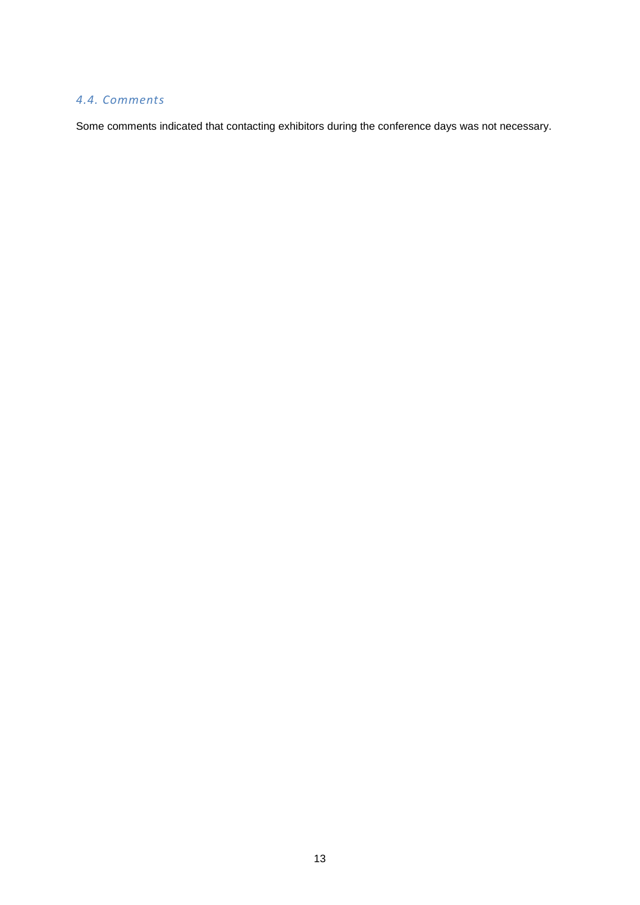### *4.4. Comments*

Some comments indicated that contacting exhibitors during the conference days was not necessary.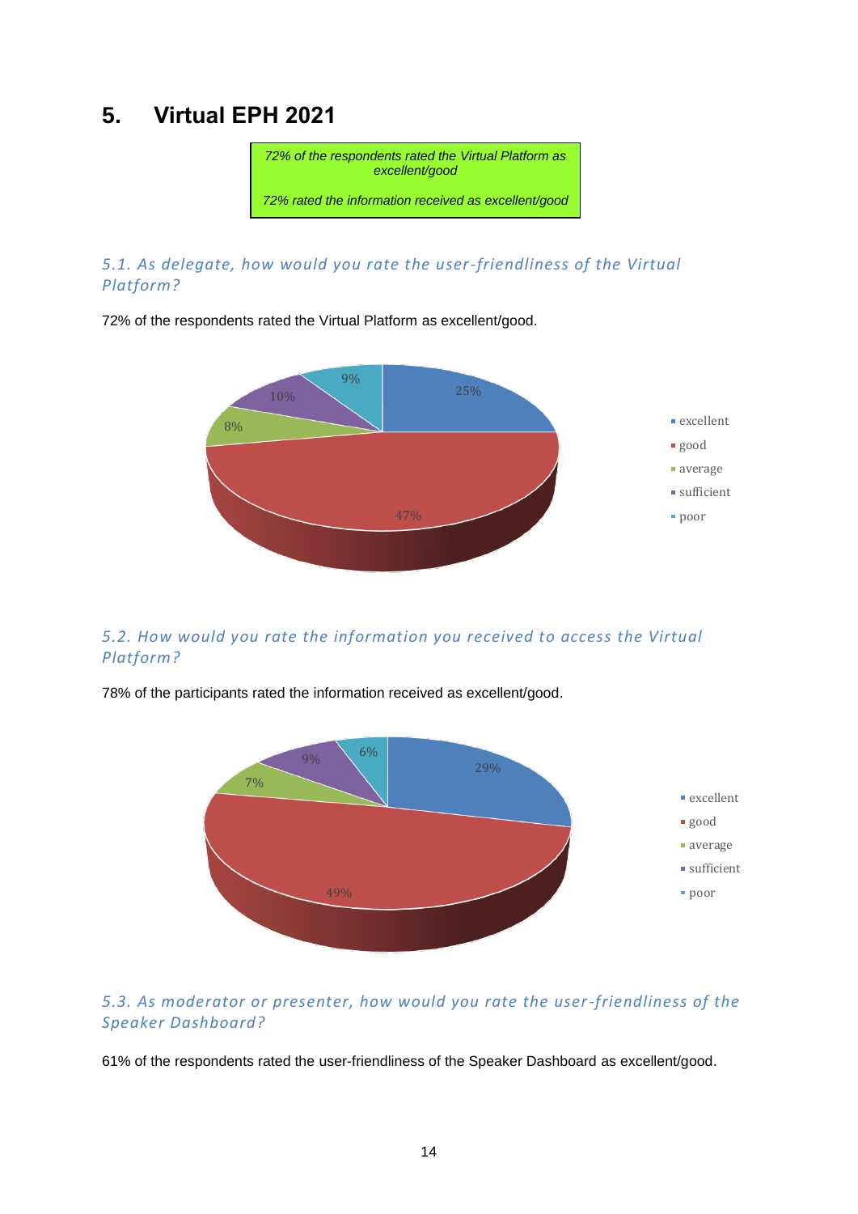# 5. Virtual EPH 2021

*72% of the respondents rated the Virtual Platform as excellent/good*

*72% rated the information received as excellent/good*

### *5.1. As delegate, how would you rate the user-friendliness of the Virtual Platform?*

72% of the respondents rated the Virtual Platform as excellent/good.

| Rating | % |
|---|---|
| excellent | 25% |
| good | 47% |
| average | 8% |
| sufficient | 10% |
| poor | 9% |

### *5.2. How would you rate the information you received to access the Virtual Platform?*

78% of the participants rated the information received as excellent/good.

| Rating | % |
|---|---|
| excellent | 29% |
| good | 49% |
| average | 7% |
| sufficient | 9% |
| poor | 6% |

### *5.3. As moderator or presenter, how would you rate the user-friendliness of the Speaker Dashboard?*

61% of the respondents rated the user-friendliness of the Speaker Dashboard as excellent/good.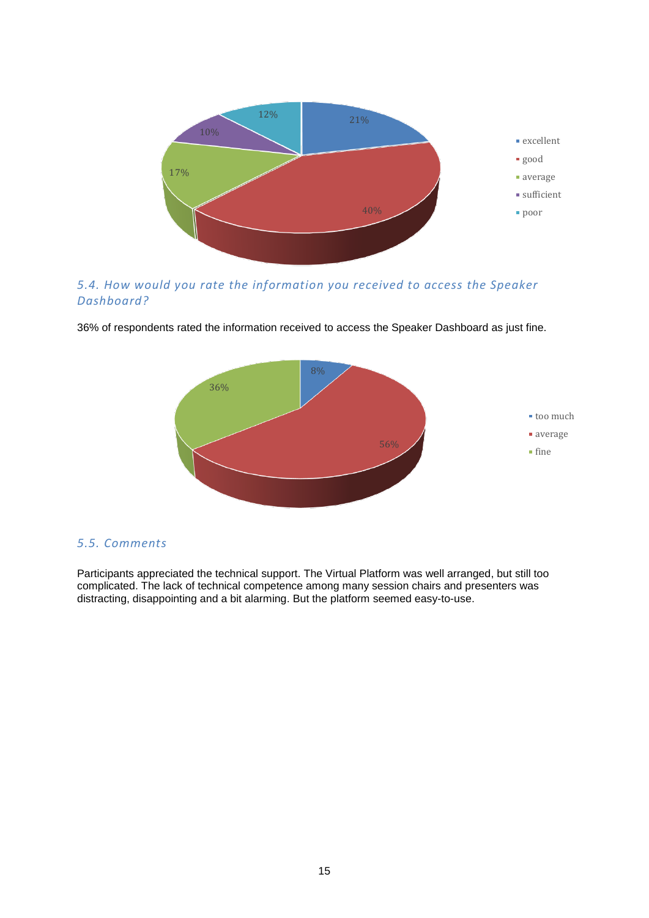### 5.4. How would you rate the information you received to access the Speaker Dashboard?

36% of respondents rated the information received to access the Speaker Dashboard as just fine.

### 5.5. Comments

Participants appreciated the technical support. The Virtual Platform was well arranged, but still too complicated. The lack of technical competence among many session chairs and presenters was distracting, disappointing and a bit alarming. But the platform seemed easy-to-use.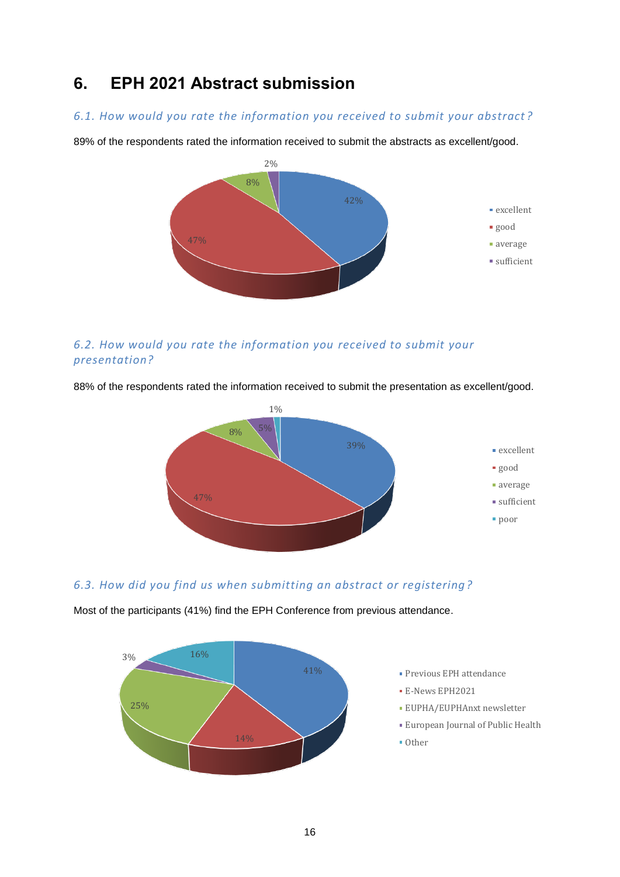# 6. EPH 2021 Abstract submission

### *6.1. How would you rate the information you received to submit your abstract?*

89% of the respondents rated the information received to submit the abstracts as excellent/good.

### *6.2. How would you rate the information you received to submit your presentation?*

88% of the respondents rated the information received to submit the presentation as excellent/good.

### *6.3. How did you find us when submitting an abstract or registering?*

Most of the participants (41%) find the EPH Conference from previous attendance.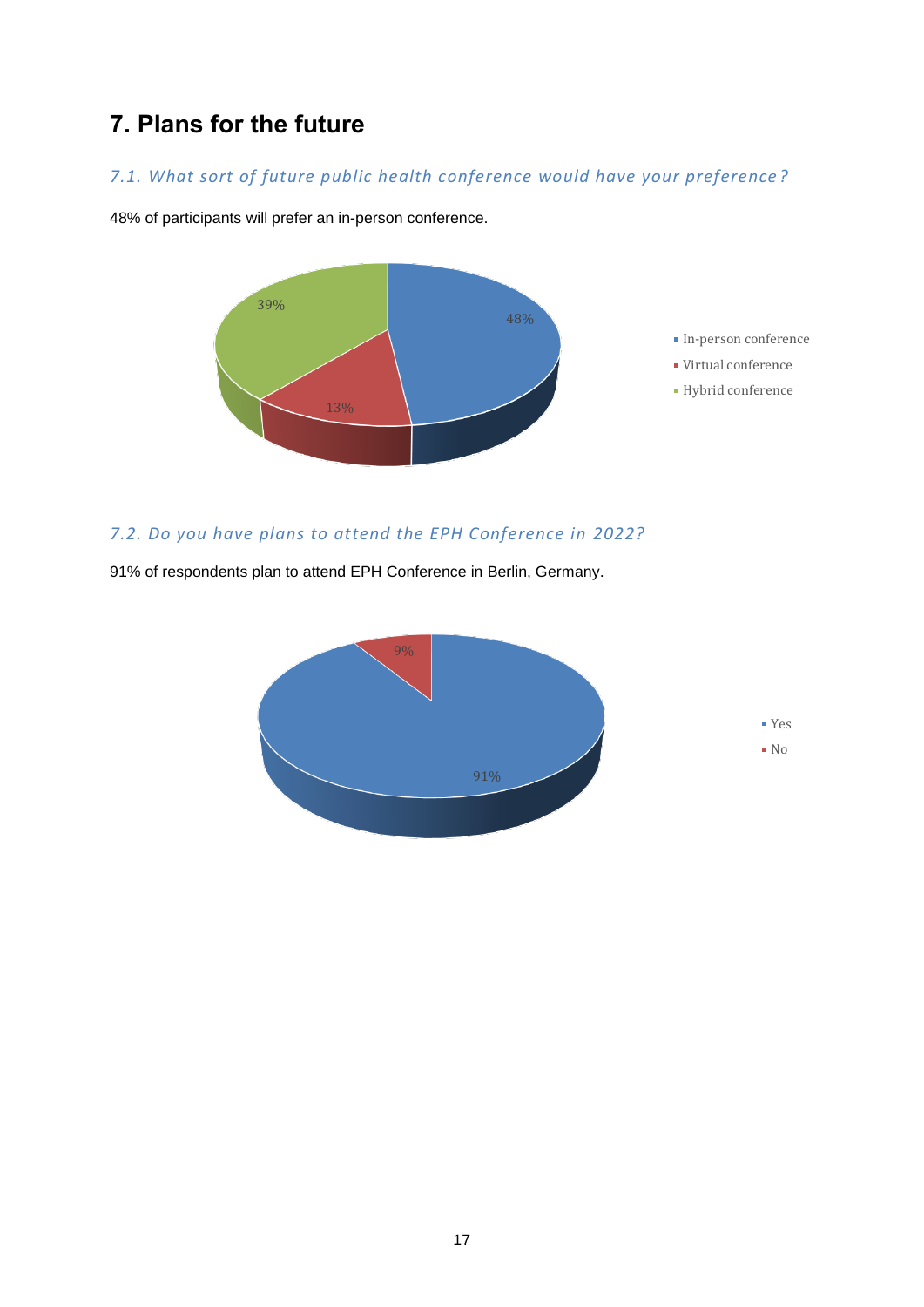## 7. Plans for the future

### *7.1. What sort of future public health conference would have your preference?*

48% of participants will prefer an in-person conference.

39%
48%
13%

In-person conference
Virtual conference
Hybrid conference

### *7.2. Do you have plans to attend the EPH Conference in 2022?*

91% of respondents plan to attend EPH Conference in Berlin, Germany.

9%
91%

Yes
No